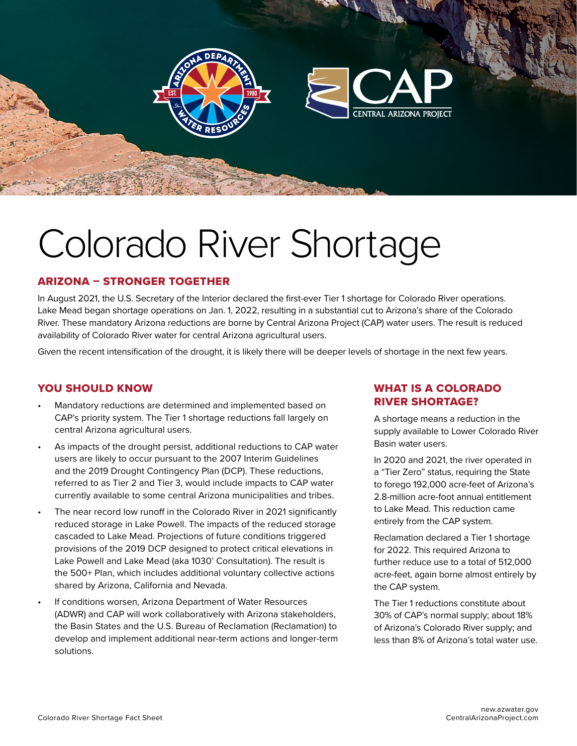# Colorado River Shortage

## ARIZONA – STRONGER TOGETHER

In August 2021, the U.S. Secretary of the Interior declared the first-ever Tier 1 shortage for Colorado River operations. Lake Mead began shortage operations on Jan. 1, 2022, resulting in a substantial cut to Arizona's share of the Colorado River. These mandatory Arizona reductions are borne by Central Arizona Project (CAP) water users. The result is reduced availability of Colorado River water for central Arizona agricultural users.

Given the recent intensification of the drought, it is likely there will be deeper levels of shortage in the next few years.

## YOU SHOULD KNOW

- Mandatory reductions are determined and implemented based on CAP's priority system. The Tier 1 shortage reductions fall largely on central Arizona agricultural users.
- As impacts of the drought persist, additional reductions to CAP water users are likely to occur pursuant to the 2007 Interim Guidelines and the 2019 Drought Contingency Plan (DCP). These reductions, referred to as Tier 2 and Tier 3, would include impacts to CAP water currently available to some central Arizona municipalities and tribes.
- The near record low runoff in the Colorado River in 2021 significantly reduced storage in Lake Powell. The impacts of the reduced storage cascaded to Lake Mead. Projections of future conditions triggered provisions of the 2019 DCP designed to protect critical elevations in Lake Powell and Lake Mead (aka 1030' Consultation). The result is the 500+ Plan, which includes additional voluntary collective actions shared by Arizona, California and Nevada.
- If conditions worsen, Arizona Department of Water Resources (ADWR) and CAP will work collaboratively with Arizona stakeholders, the Basin States and the U.S. Bureau of Reclamation (Reclamation) to develop and implement additional near-term actions and longer-term solutions.

## WHAT IS A COLORADO RIVER SHORTAGE?

A shortage means a reduction in the supply available to Lower Colorado River Basin water users.

In 2020 and 2021, the river operated in a "Tier Zero" status, requiring the State to forego 192,000 acre-feet of Arizona's 2.8-million acre-foot annual entitlement to Lake Mead. This reduction came entirely from the CAP system.

Reclamation declared a Tier 1 shortage for 2022. This required Arizona to further reduce use to a total of 512,000 acre-feet, again borne almost entirely by the CAP system.

The Tier 1 reductions constitute about 30% of CAP's normal supply; about 18% of Arizona's Colorado River supply; and less than 8% of Arizona's total water use.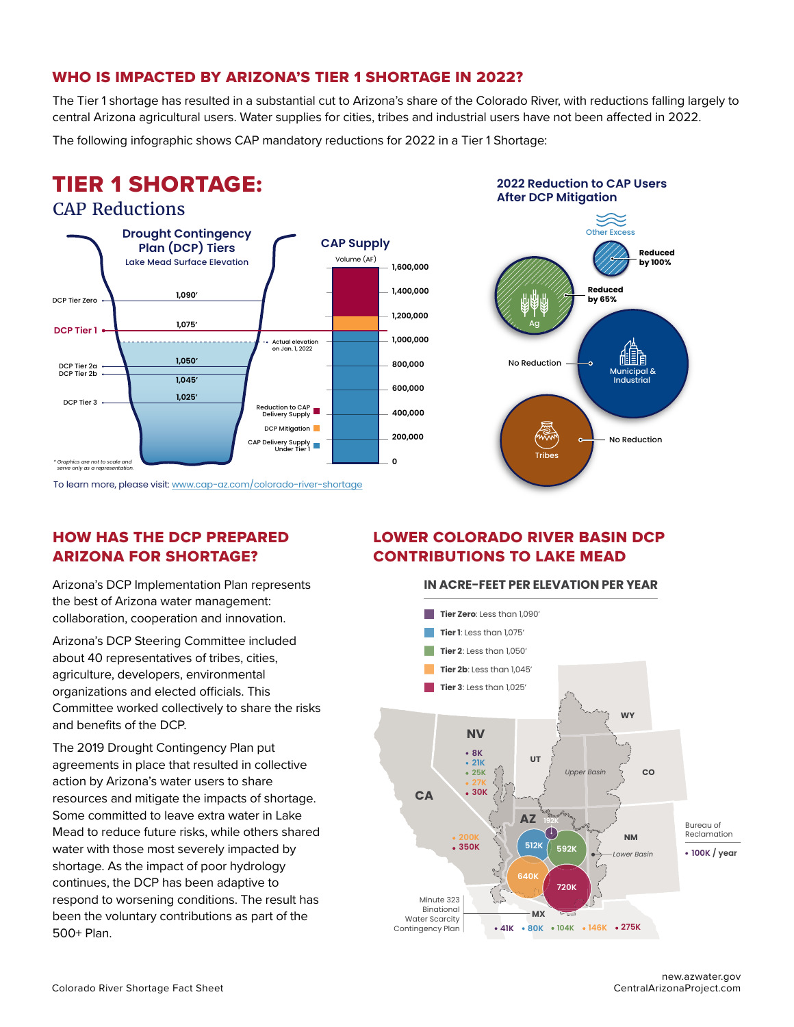## WHO IS IMPACTED BY ARIZONA'S TIER 1 SHORTAGE IN 2022?

The Tier 1 shortage has resulted in a substantial cut to Arizona's share of the Colorado River, with reductions falling largely to central Arizona agricultural users. Water supplies for cities, tribes and industrial users have not been affected in 2022.

The following infographic shows CAP mandatory reductions for 2022 in a Tier 1 Shortage:

# TIER 1 SHORTAGE:

## CAP Reductions

**Drought Contingency Plan (DCP) Tiers**

Lake Mead Surface Elevation

DCP Tier Zero — 1,090'

DCP Tier 1 — 1,075'

Actual elevation on Jan. 1, 2022

DCP Tier 2a — 1,050'

DCP Tier 2b — 1,045'

DCP Tier 3 — 1,025'

**CAP Supply**

Volume (AF)

1,600,000
1,400,000
1,200,000
1,000,000
800,000
600,000
400,000
200,000
0

Reduction to CAP Delivery Supply

DCP Mitigation

CAP Delivery Supply Under Tier 1

*\* Graphics are not to scale and serve only as a representation.*

**2022 Reduction to CAP Users After DCP Mitigation**

Other Excess — Reduced by 100%

Ag — Reduced by 65%

Municipal & Industrial — No Reduction

Tribes — No Reduction

To learn more, please visit: www.cap-az.com/colorado-river-shortage

## HOW HAS THE DCP PREPARED ARIZONA FOR SHORTAGE?

Arizona's DCP Implementation Plan represents the best of Arizona water management: collaboration, cooperation and innovation.

Arizona's DCP Steering Committee included about 40 representatives of tribes, cities, agriculture, developers, environmental organizations and elected officials. This Committee worked collectively to share the risks and benefits of the DCP.

The 2019 Drought Contingency Plan put agreements in place that resulted in collective action by Arizona's water users to share resources and mitigate the impacts of shortage. Some committed to leave extra water in Lake Mead to reduce future risks, while others shared water with those most severely impacted by shortage. As the impact of poor hydrology continues, the DCP has been adaptive to respond to worsening conditions. The result has been the voluntary contributions as part of the 500+ Plan.

## LOWER COLORADO RIVER BASIN DCP CONTRIBUTIONS TO LAKE MEAD

**IN ACRE-FEET PER ELEVATION PER YEAR**

- **Tier Zero**: Less than 1,090'
- **Tier 1**: Less than 1,075'
- **Tier 2**: Less than 1,050'
- **Tier 2b**: Less than 1,045'
- **Tier 3**: Less than 1,025'

NV: 8K, 21K, 25K, 27K, 30K

CA: 200K, 350K

AZ: 192K, 512K, 592K, 640K, 720K

UT, WY, CO, NM

Upper Basin

Lower Basin

Bureau of Reclamation: 100K / year

Minute 323 Binational Water Scarcity Contingency Plan

MX: 41K, 80K, 104K, 146K, 275K